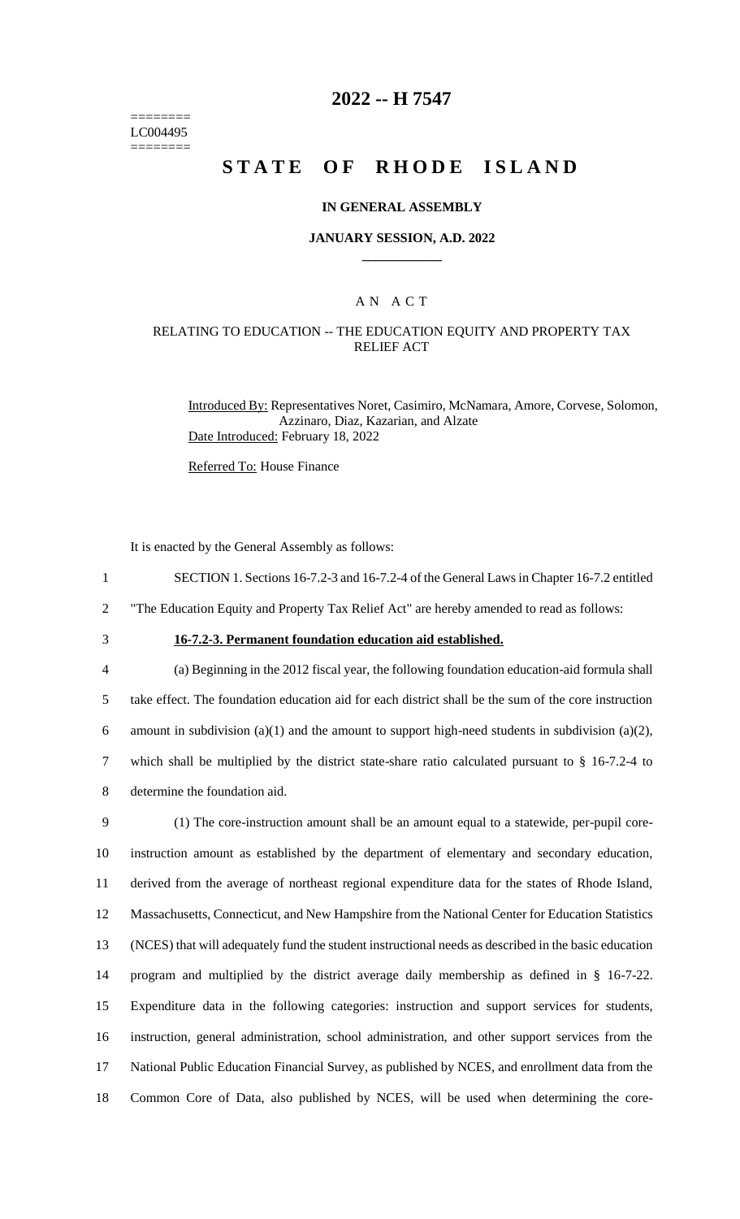======== 
LC004495 
========

# 2022 -- H 7547

# STATE OF RHODE ISLAND

### IN GENERAL ASSEMBLY

### JANUARY SESSION, A.D. 2022

## A N A C T

### RELATING TO EDUCATION -- THE EDUCATION EQUITY AND PROPERTY TAX RELIEF ACT

Introduced By: Representatives Noret, Casimiro, McNamara, Amore, Corvese, Solomon, Azzinaro, Diaz, Kazarian, and Alzate

Date Introduced: February 18, 2022

Referred To: House Finance

It is enacted by the General Assembly as follows:

SECTION 1. Sections 16-7.2-3 and 16-7.2-4 of the General Laws in Chapter 16-7.2 entitled "The Education Equity and Property Tax Relief Act" are hereby amended to read as follows:

**16-7.2-3. Permanent foundation education aid established.**

(a) Beginning in the 2012 fiscal year, the following foundation education-aid formula shall take effect. The foundation education aid for each district shall be the sum of the core instruction amount in subdivision (a)(1) and the amount to support high-need students in subdivision (a)(2), which shall be multiplied by the district state-share ratio calculated pursuant to § 16-7.2-4 to determine the foundation aid.

(1) The core-instruction amount shall be an amount equal to a statewide, per-pupil core-instruction amount as established by the department of elementary and secondary education, derived from the average of northeast regional expenditure data for the states of Rhode Island, Massachusetts, Connecticut, and New Hampshire from the National Center for Education Statistics (NCES) that will adequately fund the student instructional needs as described in the basic education program and multiplied by the district average daily membership as defined in § 16-7-22. Expenditure data in the following categories: instruction and support services for students, instruction, general administration, school administration, and other support services from the National Public Education Financial Survey, as published by NCES, and enrollment data from the Common Core of Data, also published by NCES, will be used when determining the core-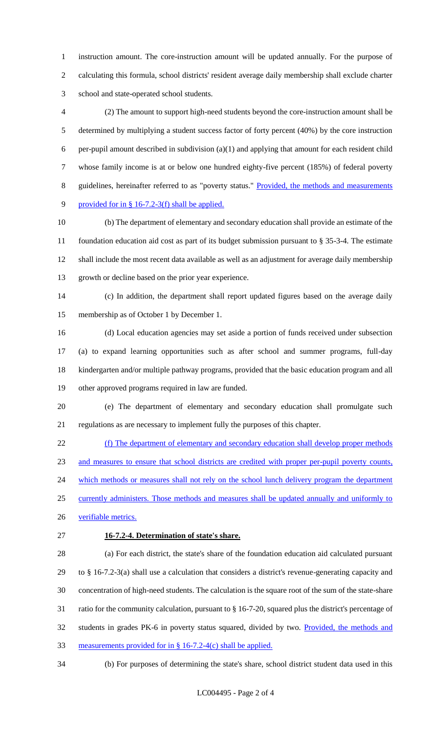instruction amount. The core-instruction amount will be updated annually. For the purpose of calculating this formula, school districts' resident average daily membership shall exclude charter school and state-operated school students.

(2) The amount to support high-need students beyond the core-instruction amount shall be determined by multiplying a student success factor of forty percent (40%) by the core instruction per-pupil amount described in subdivision (a)(1) and applying that amount for each resident child whose family income is at or below one hundred eighty-five percent (185%) of federal poverty guidelines, hereinafter referred to as "poverty status." Provided, the methods and measurements provided for in § 16-7.2-3(f) shall be applied.

(b) The department of elementary and secondary education shall provide an estimate of the foundation education aid cost as part of its budget submission pursuant to § 35-3-4. The estimate shall include the most recent data available as well as an adjustment for average daily membership growth or decline based on the prior year experience.

(c) In addition, the department shall report updated figures based on the average daily membership as of October 1 by December 1.

(d) Local education agencies may set aside a portion of funds received under subsection (a) to expand learning opportunities such as after school and summer programs, full-day kindergarten and/or multiple pathway programs, provided that the basic education program and all other approved programs required in law are funded.

(e) The department of elementary and secondary education shall promulgate such regulations as are necessary to implement fully the purposes of this chapter.

(f) The department of elementary and secondary education shall develop proper methods and measures to ensure that school districts are credited with proper per-pupil poverty counts, which methods or measures shall not rely on the school lunch delivery program the department currently administers. Those methods and measures shall be updated annually and uniformly to verifiable metrics.

**16-7.2-4. Determination of state's share.**

(a) For each district, the state's share of the foundation education aid calculated pursuant to § 16-7.2-3(a) shall use a calculation that considers a district's revenue-generating capacity and concentration of high-need students. The calculation is the square root of the sum of the state-share ratio for the community calculation, pursuant to § 16-7-20, squared plus the district's percentage of students in grades PK-6 in poverty status squared, divided by two. Provided, the methods and measurements provided for in § 16-7.2-4(c) shall be applied.

(b) For purposes of determining the state's share, school district student data used in this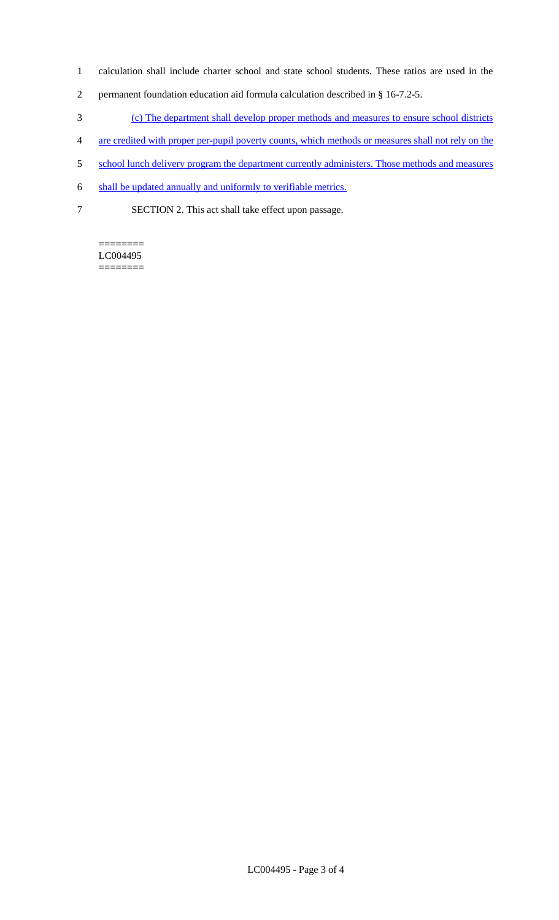calculation shall include charter school and state school students. These ratios are used in the permanent foundation education aid formula calculation described in § 16-7.2-5.

(c) The department shall develop proper methods and measures to ensure school districts are credited with proper per-pupil poverty counts, which methods or measures shall not rely on the school lunch delivery program the department currently administers. Those methods and measures shall be updated annually and uniformly to verifiable metrics.

SECTION 2. This act shall take effect upon passage.

========
LC004495
========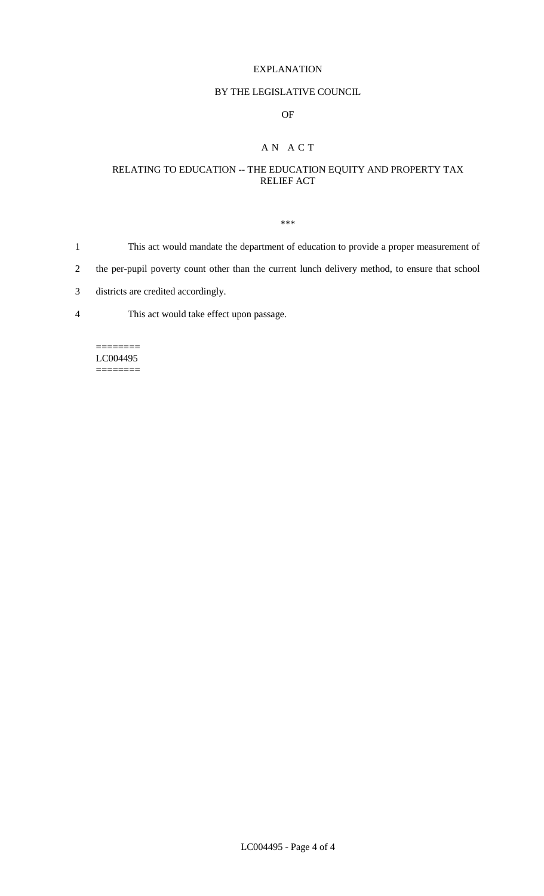EXPLANATION

BY THE LEGISLATIVE COUNCIL

OF

A N A C T

RELATING TO EDUCATION -- THE EDUCATION EQUITY AND PROPERTY TAX RELIEF ACT

\*\*\*

This act would mandate the department of education to provide a proper measurement of the per-pupil poverty count other than the current lunch delivery method, to ensure that school districts are credited accordingly.

This act would take effect upon passage.

========
LC004495
========